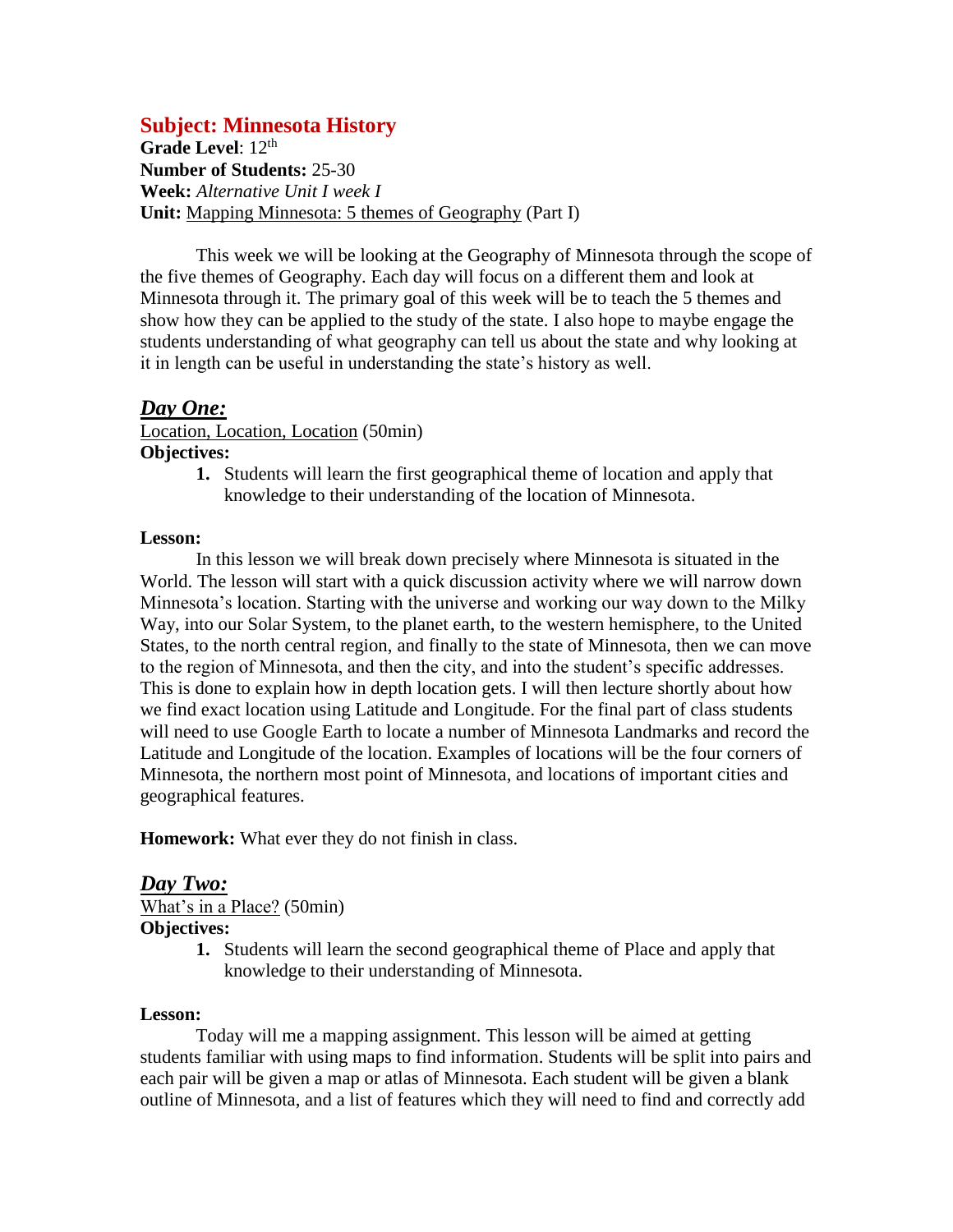## Subject: Minnesota History

**Grade Level**: 12th
**Number of Students:** 25-30
**Week:** *Alternative Unit I week I*
**Unit:** Mapping Minnesota: 5 themes of Geography (Part I)

This week we will be looking at the Geography of Minnesota through the scope of the five themes of Geography. Each day will focus on a different them and look at Minnesota through it. The primary goal of this week will be to teach the 5 themes and show how they can be applied to the study of the state. I also hope to maybe engage the students understanding of what geography can tell us about the state and why looking at it in length can be useful in understanding the state's history as well.

### ***Day One:***

Location, Location, Location (50min)

**Objectives:**

1. Students will learn the first geographical theme of location and apply that knowledge to their understanding of the location of Minnesota.

**Lesson:**

In this lesson we will break down precisely where Minnesota is situated in the World. The lesson will start with a quick discussion activity where we will narrow down Minnesota's location. Starting with the universe and working our way down to the Milky Way, into our Solar System, to the planet earth, to the western hemisphere, to the United States, to the north central region, and finally to the state of Minnesota, then we can move to the region of Minnesota, and then the city, and into the student's specific addresses. This is done to explain how in depth location gets. I will then lecture shortly about how we find exact location using Latitude and Longitude. For the final part of class students will need to use Google Earth to locate a number of Minnesota Landmarks and record the Latitude and Longitude of the location. Examples of locations will be the four corners of Minnesota, the northern most point of Minnesota, and locations of important cities and geographical features.

**Homework:** What ever they do not finish in class.

### ***Day Two:***

What's in a Place? (50min)

**Objectives:**

1. Students will learn the second geographical theme of Place and apply that knowledge to their understanding of Minnesota.

**Lesson:**

Today will me a mapping assignment. This lesson will be aimed at getting students familiar with using maps to find information. Students will be split into pairs and each pair will be given a map or atlas of Minnesota. Each student will be given a blank outline of Minnesota, and a list of features which they will need to find and correctly add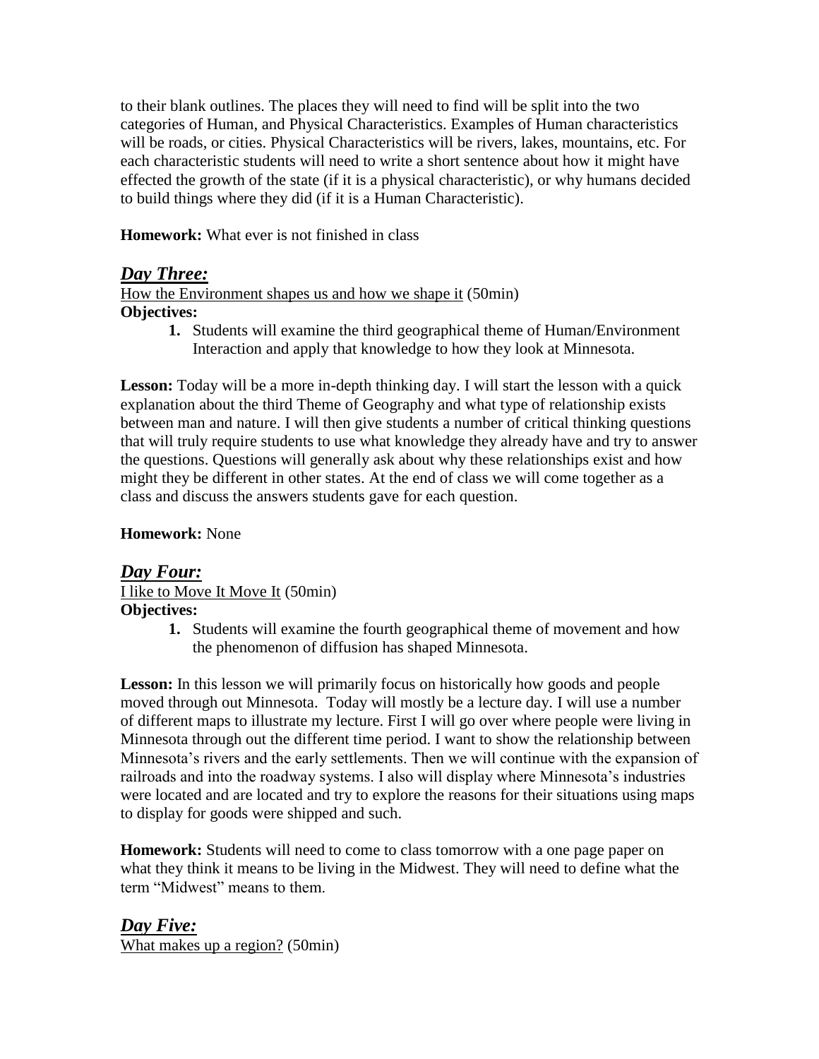to their blank outlines. The places they will need to find will be split into the two categories of Human, and Physical Characteristics. Examples of Human characteristics will be roads, or cities. Physical Characteristics will be rivers, lakes, mountains, etc. For each characteristic students will need to write a short sentence about how it might have effected the growth of the state (if it is a physical characteristic), or why humans decided to build things where they did (if it is a Human Characteristic).

**Homework:** What ever is not finished in class

## ***Day Three:***

How the Environment shapes us and how we shape it (50min)

**Objectives:**

1. Students will examine the third geographical theme of Human/Environment Interaction and apply that knowledge to how they look at Minnesota.

**Lesson:** Today will be a more in-depth thinking day. I will start the lesson with a quick explanation about the third Theme of Geography and what type of relationship exists between man and nature. I will then give students a number of critical thinking questions that will truly require students to use what knowledge they already have and try to answer the questions. Questions will generally ask about why these relationships exist and how might they be different in other states. At the end of class we will come together as a class and discuss the answers students gave for each question.

**Homework:** None

## ***Day Four:***

I like to Move It Move It (50min)

**Objectives:**

1. Students will examine the fourth geographical theme of movement and how the phenomenon of diffusion has shaped Minnesota.

**Lesson:** In this lesson we will primarily focus on historically how goods and people moved through out Minnesota. Today will mostly be a lecture day. I will use a number of different maps to illustrate my lecture. First I will go over where people were living in Minnesota through out the different time period. I want to show the relationship between Minnesota's rivers and the early settlements. Then we will continue with the expansion of railroads and into the roadway systems. I also will display where Minnesota's industries were located and are located and try to explore the reasons for their situations using maps to display for goods were shipped and such.

**Homework:** Students will need to come to class tomorrow with a one page paper on what they think it means to be living in the Midwest. They will need to define what the term "Midwest" means to them.

## ***Day Five:***

What makes up a region? (50min)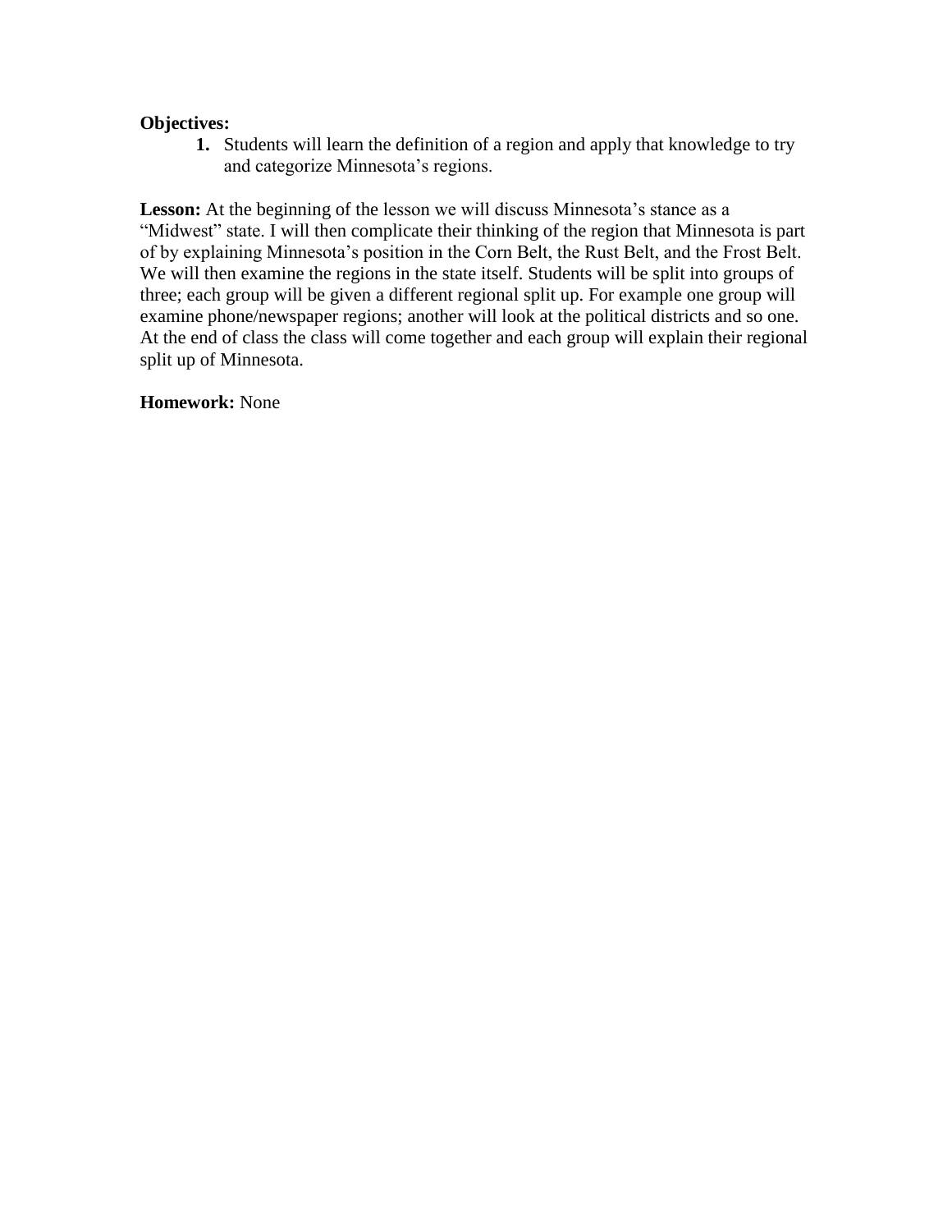**Objectives:**

1. Students will learn the definition of a region and apply that knowledge to try and categorize Minnesota's regions.

**Lesson:** At the beginning of the lesson we will discuss Minnesota's stance as a "Midwest" state. I will then complicate their thinking of the region that Minnesota is part of by explaining Minnesota's position in the Corn Belt, the Rust Belt, and the Frost Belt. We will then examine the regions in the state itself. Students will be split into groups of three; each group will be given a different regional split up. For example one group will examine phone/newspaper regions; another will look at the political districts and so one. At the end of class the class will come together and each group will explain their regional split up of Minnesota.

**Homework:** None